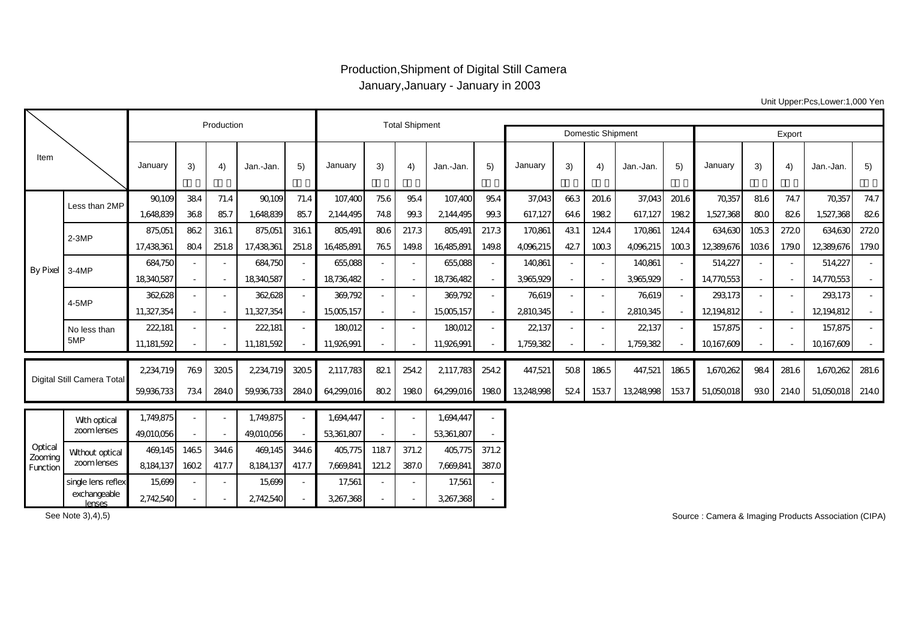# Production,Shipment of Digital Still Camera

January,January - January in 2003

Unit Upper:Pcs,Lower:1,000 Yen

| Item | | Production | | | | | Total Shipment | | | | | Domestic Shipment | | | | | Export | | | | |
|---|---|---|---|---|---|---|---|---|---|---|---|---|---|---|---|---|---|---|---|---|---|
| | | January | 3) | 4) | Jan.-Jan. | 5) | January | 3) | 4) | Jan.-Jan. | 5) | January | 3) | 4) | Jan.-Jan. | 5) | January | 3) | 4) | Jan.-Jan. | 5) |
| By Pixel | Less than 2MP | 90,109 | 38.4 | 71.4 | 90,109 | 71.4 | 107,400 | 75.6 | 95.4 | 107,400 | 95.4 | 37,043 | 66.3 | 201.6 | 37,043 | 201.6 | 70,357 | 81.6 | 74.7 | 70,357 | 74.7 |
| | | 1,648,839 | 36.8 | 85.7 | 1,648,839 | 85.7 | 2,144,495 | 74.8 | 99.3 | 2,144,495 | 99.3 | 617,127 | 64.6 | 198.2 | 617,127 | 198.2 | 1,527,368 | 80.0 | 82.6 | 1,527,368 | 82.6 |
| | 2-3MP | 875,051 | 86.2 | 316.1 | 875,051 | 316.1 | 805,491 | 80.6 | 217.3 | 805,491 | 217.3 | 170,861 | 43.1 | 124.4 | 170,861 | 124.4 | 634,630 | 105.3 | 272.0 | 634,630 | 272.0 |
| | | 17,438,361 | 80.4 | 251.8 | 17,438,361 | 251.8 | 16,485,891 | 76.5 | 149.8 | 16,485,891 | 149.8 | 4,096,215 | 42.7 | 100.3 | 4,096,215 | 100.3 | 12,389,676 | 103.6 | 179.0 | 12,389,676 | 179.0 |
| | 3-4MP | 684,750 | - | - | 684,750 | - | 655,088 | - | - | 655,088 | - | 140,861 | - | - | 140,861 | - | 514,227 | - | - | 514,227 | - |
| | | 18,340,587 | - | - | 18,340,587 | - | 18,736,482 | - | - | 18,736,482 | - | 3,965,929 | - | - | 3,965,929 | - | 14,770,553 | - | - | 14,770,553 | - |
| | 4-5MP | 362,628 | - | - | 362,628 | - | 369,792 | - | - | 369,792 | - | 76,619 | - | - | 76,619 | - | 293,173 | - | - | 293,173 | - |
| | | 11,327,354 | - | - | 11,327,354 | - | 15,005,157 | - | - | 15,005,157 | - | 2,810,345 | - | - | 2,810,345 | - | 12,194,812 | - | - | 12,194,812 | - |
| | No less than 5MP | 222,181 | - | - | 222,181 | - | 180,012 | - | - | 180,012 | - | 22,137 | - | - | 22,137 | - | 157,875 | - | - | 157,875 | - |
| | | 11,181,592 | - | - | 11,181,592 | - | 11,926,991 | - | - | 11,926,991 | - | 1,759,382 | - | - | 1,759,382 | - | 10,167,609 | - | - | 10,167,609 | - |
| Digital Still Camera Total | | 2,234,719 | 76.9 | 320.5 | 2,234,719 | 320.5 | 2,117,783 | 82.1 | 254.2 | 2,117,783 | 254.2 | 447,521 | 50.8 | 186.5 | 447,521 | 186.5 | 1,670,262 | 98.4 | 281.6 | 1,670,262 | 281.6 |
| | | 59,936,733 | 73.4 | 284.0 | 59,936,733 | 284.0 | 64,299,016 | 80.2 | 198.0 | 64,299,016 | 198.0 | 13,248,998 | 52.4 | 153.7 | 13,248,998 | 153.7 | 51,050,018 | 93.0 | 214.0 | 51,050,018 | 214.0 |
| Optical Zooming Function | With optical zoom lenses | 1,749,875 | - | - | 1,749,875 | - | 1,694,447 | - | - | 1,694,447 | - | | | | | | | | | | |
| | | 49,010,056 | - | - | 49,010,056 | - | 53,361,807 | - | - | 53,361,807 | - | | | | | | | | | | |
| | Without optical zoom lenses | 469,145 | 146.5 | 344.6 | 469,145 | 344.6 | 405,775 | 118.7 | 371.2 | 405,775 | 371.2 | | | | | | | | | | |
| | | 8,184,137 | 160.2 | 417.7 | 8,184,137 | 417.7 | 7,669,841 | 121.2 | 387.0 | 7,669,841 | 387.0 | | | | | | | | | | |
| | single lens reflex exchangeable lenses | 15,699 | - | - | 15,699 | - | 17,561 | - | - | 17,561 | - | | | | | | | | | | |
| | | 2,742,540 | - | - | 2,742,540 | - | 3,267,368 | - | - | 3,267,368 | - | | | | | | | | | | |

See Note 3),4),5)

Source : Camera & Imaging Products Association (CIPA)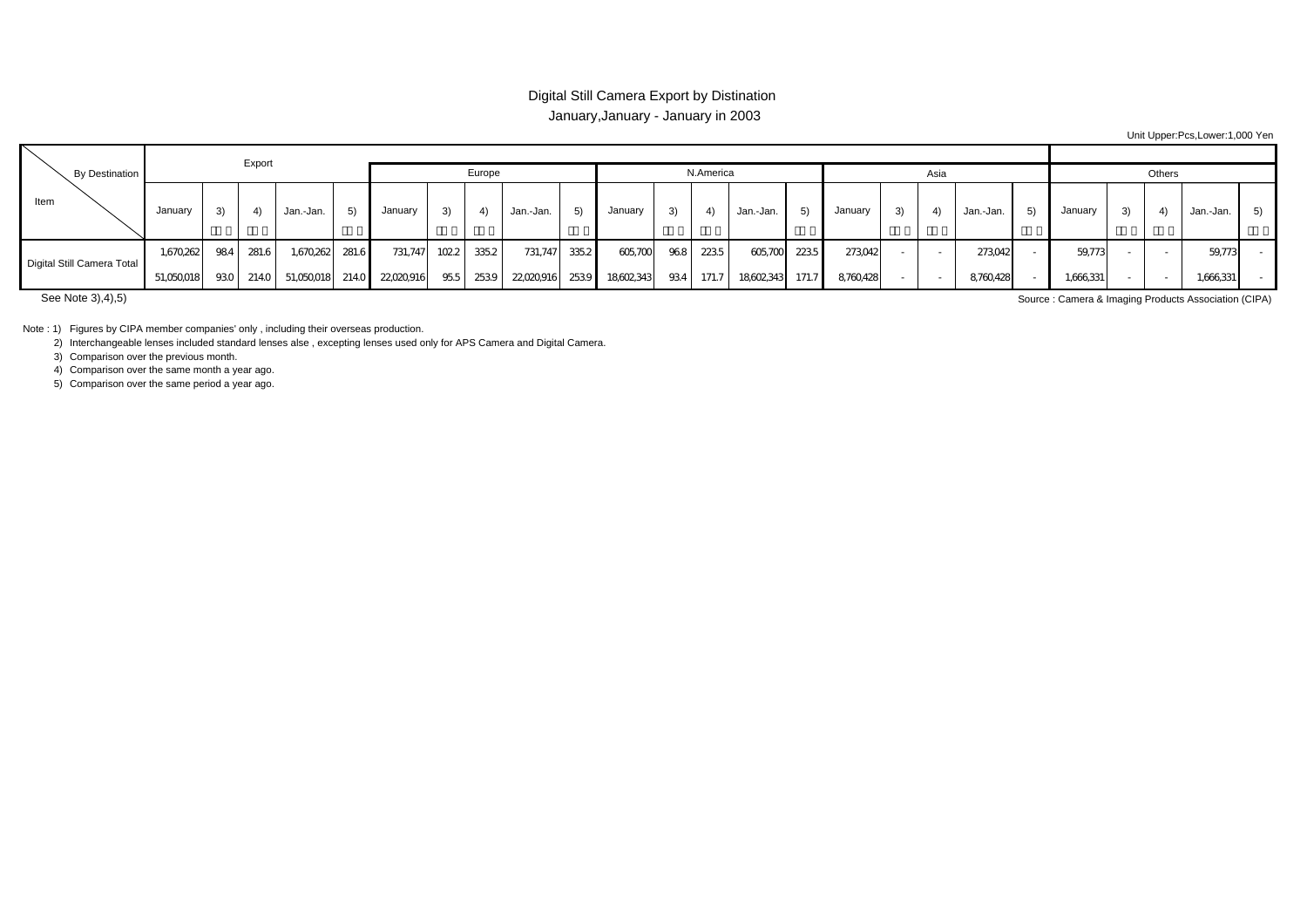# Digital Still Camera Export by Distination

January,January - January in 2003

Unit Upper:Pcs,Lower:1,000 Yen

| By Destination / Item | Export | | | | | Europe | | | | | N.America | | | | | Asia | | | | | Others | | | | |
|---|---|---|---|---|---|---|---|---|---|---|---|---|---|---|---|---|---|---|---|---|---|---|---|---|---|
| | January | 3) | 4) | Jan.-Jan. | 5) | January | 3) | 4) | Jan.-Jan. | 5) | January | 3) | 4) | Jan.-Jan. | 5) | January | 3) | 4) | Jan.-Jan. | 5) | January | 3) | 4) | Jan.-Jan. | 5) |
| Digital Still Camera Total | 1,670,262 | 98.4 | 281.6 | 1,670,262 | 281.6 | 731,747 | 102.2 | 335.2 | 731,747 | 335.2 | 605,700 | 96.8 | 223.5 | 605,700 | 223.5 | 273,042 | - | - | 273,042 | - | 59,773 | - | - | 59,773 | - |
| | 51,050,018 | 93.0 | 214.0 | 51,050,018 | 214.0 | 22,020,916 | 95.5 | 253.9 | 22,020,916 | 253.9 | 18,602,343 | 93.4 | 171.7 | 18,602,343 | 171.7 | 8,760,428 | - | - | 8,760,428 | - | 1,666,331 | - | - | 1,666,331 | - |

See Note 3),4),5)

Source : Camera & Imaging Products Association (CIPA)

Note : 1) Figures by CIPA member companies' only , including their overseas production.

2) Interchangeable lenses included standard lenses alse , excepting lenses used only for APS Camera and Digital Camera.

3) Comparison over the previous month.

4) Comparison over the same month a year ago.

5) Comparison over the same period a year ago.